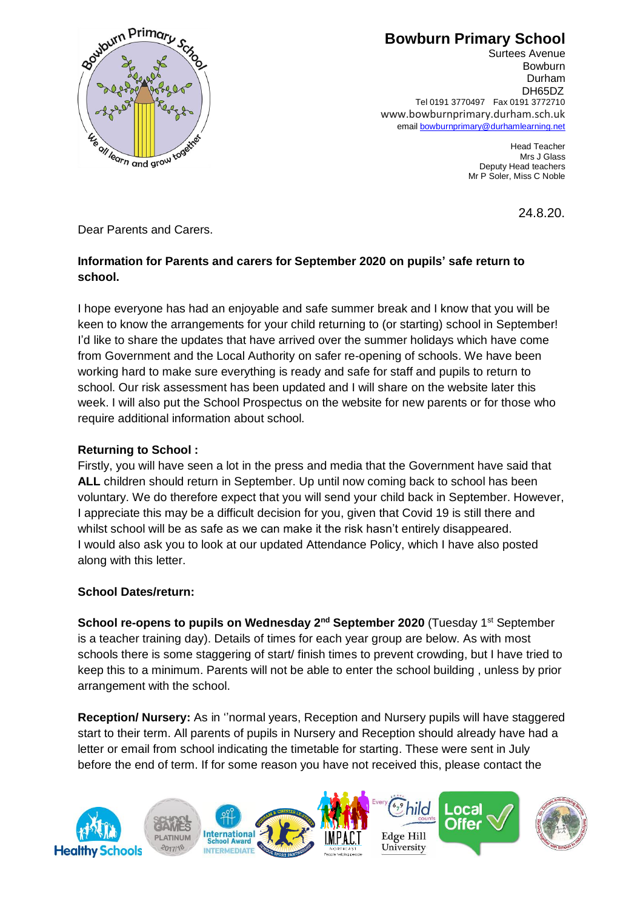# Bowburn Primary School

Surtees Avenue
Bowburn
Durham
DH65DZ
Tel 0191 3770497 Fax 0191 3772710
www.bowburnprimary.durham.sch.uk
email bowburnprimary@durhamlearning.net

Head Teacher
Mrs J Glass
Deputy Head teachers
Mr P Soler, Miss C Noble

24.8.20.

Dear Parents and Carers.

**Information for Parents and carers for September 2020 on pupils' safe return to school.**

I hope everyone has had an enjoyable and safe summer break and I know that you will be keen to know the arrangements for your child returning to (or starting) school in September! I'd like to share the updates that have arrived over the summer holidays which have come from Government and the Local Authority on safer re-opening of schools. We have been working hard to make sure everything is ready and safe for staff and pupils to return to school. Our risk assessment has been updated and I will share on the website later this week. I will also put the School Prospectus on the website for new parents or for those who require additional information about school.

**Returning to School :**

Firstly, you will have seen a lot in the press and media that the Government have said that **ALL** children should return in September. Up until now coming back to school has been voluntary. We do therefore expect that you will send your child back in September. However, I appreciate this may be a difficult decision for you, given that Covid 19 is still there and whilst school will be as safe as we can make it the risk hasn't entirely disappeared.
I would also ask you to look at our updated Attendance Policy, which I have also posted along with this letter.

**School Dates/return:**

**School re-opens to pupils on Wednesday 2nd September 2020** (Tuesday 1st September is a teacher training day). Details of times for each year group are below. As with most schools there is some staggering of start/ finish times to prevent crowding, but I have tried to keep this to a minimum. Parents will not be able to enter the school building , unless by prior arrangement with the school.

**Reception/ Nursery:** As in ''normal years, Reception and Nursery pupils will have staggered start to their term. All parents of pupils in Nursery and Reception should already have had a letter or email from school indicating the timetable for starting. These were sent in July before the end of term. If for some reason you have not received this, please contact the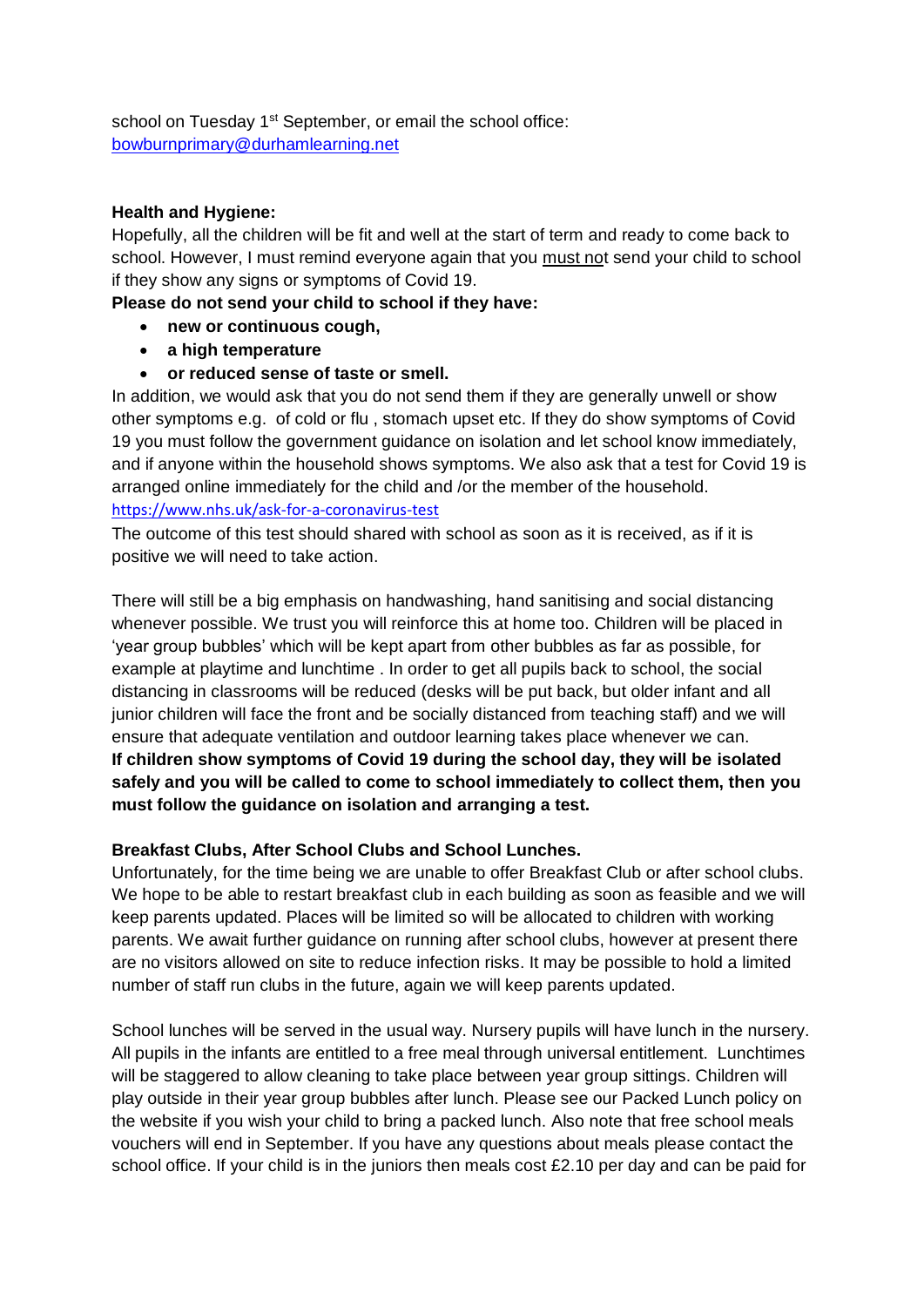school on Tuesday 1st September, or email the school office: bowburnprimary@durhamlearning.net

**Health and Hygiene:**

Hopefully, all the children will be fit and well at the start of term and ready to come back to school. However, I must remind everyone again that you must not send your child to school if they show any signs or symptoms of Covid 19.

**Please do not send your child to school if they have:**

- **new or continuous cough,**
- **a high temperature**
- **or reduced sense of taste or smell.**

In addition, we would ask that you do not send them if they are generally unwell or show other symptoms e.g. of cold or flu , stomach upset etc. If they do show symptoms of Covid 19 you must follow the government guidance on isolation and let school know immediately, and if anyone within the household shows symptoms. We also ask that a test for Covid 19 is arranged online immediately for the child and /or the member of the household.
https://www.nhs.uk/ask-for-a-coronavirus-test

The outcome of this test should shared with school as soon as it is received, as if it is positive we will need to take action.

There will still be a big emphasis on handwashing, hand sanitising and social distancing whenever possible. We trust you will reinforce this at home too. Children will be placed in 'year group bubbles' which will be kept apart from other bubbles as far as possible, for example at playtime and lunchtime . In order to get all pupils back to school, the social distancing in classrooms will be reduced (desks will be put back, but older infant and all junior children will face the front and be socially distanced from teaching staff) and we will ensure that adequate ventilation and outdoor learning takes place whenever we can.
**If children show symptoms of Covid 19 during the school day, they will be isolated safely and you will be called to come to school immediately to collect them, then you must follow the guidance on isolation and arranging a test.**

**Breakfast Clubs, After School Clubs and School Lunches.**

Unfortunately, for the time being we are unable to offer Breakfast Club or after school clubs. We hope to be able to restart breakfast club in each building as soon as feasible and we will keep parents updated. Places will be limited so will be allocated to children with working parents. We await further guidance on running after school clubs, however at present there are no visitors allowed on site to reduce infection risks. It may be possible to hold a limited number of staff run clubs in the future, again we will keep parents updated.

School lunches will be served in the usual way. Nursery pupils will have lunch in the nursery. All pupils in the infants are entitled to a free meal through universal entitlement. Lunchtimes will be staggered to allow cleaning to take place between year group sittings. Children will play outside in their year group bubbles after lunch. Please see our Packed Lunch policy on the website if you wish your child to bring a packed lunch. Also note that free school meals vouchers will end in September. If you have any questions about meals please contact the school office. If your child is in the juniors then meals cost £2.10 per day and can be paid for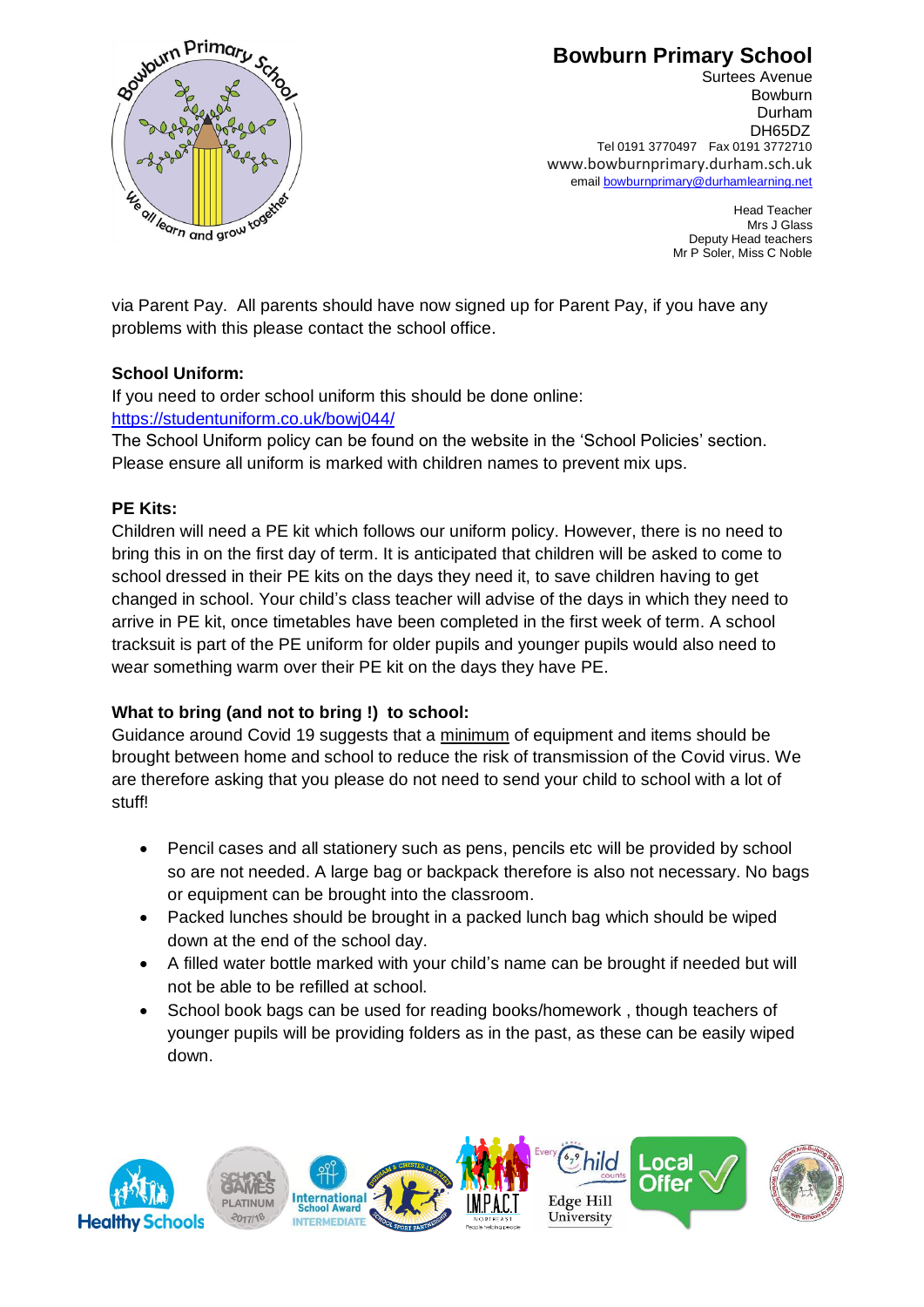via Parent Pay. All parents should have now signed up for Parent Pay, if you have any problems with this please contact the school office.

**School Uniform:**

If you need to order school uniform this should be done online:
https://studentuniform.co.uk/bowj044/

The School Uniform policy can be found on the website in the 'School Policies' section. Please ensure all uniform is marked with children names to prevent mix ups.

**PE Kits:**

Children will need a PE kit which follows our uniform policy. However, there is no need to bring this in on the first day of term. It is anticipated that children will be asked to come to school dressed in their PE kits on the days they need it, to save children having to get changed in school. Your child's class teacher will advise of the days in which they need to arrive in PE kit, once timetables have been completed in the first week of term. A school tracksuit is part of the PE uniform for older pupils and younger pupils would also need to wear something warm over their PE kit on the days they have PE.

**What to bring (and not to bring !) to school:**

Guidance around Covid 19 suggests that a minimum of equipment and items should be brought between home and school to reduce the risk of transmission of the Covid virus. We are therefore asking that you please do not need to send your child to school with a lot of stuff!

- Pencil cases and all stationery such as pens, pencils etc will be provided by school so are not needed. A large bag or backpack therefore is also not necessary. No bags or equipment can be brought into the classroom.
- Packed lunches should be brought in a packed lunch bag which should be wiped down at the end of the school day.
- A filled water bottle marked with your child's name can be brought if needed but will not be able to be refilled at school.
- School book bags can be used for reading books/homework , though teachers of younger pupils will be providing folders as in the past, as these can be easily wiped down.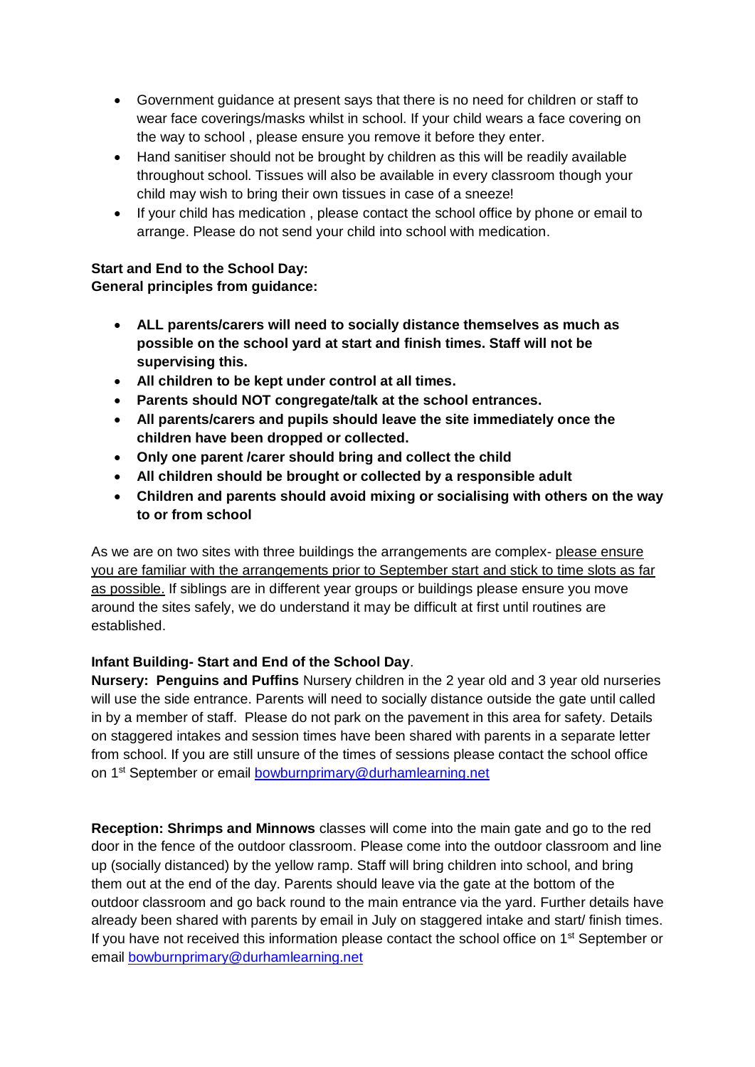- Government guidance at present says that there is no need for children or staff to wear face coverings/masks whilst in school. If your child wears a face covering on the way to school , please ensure you remove it before they enter.
- Hand sanitiser should not be brought by children as this will be readily available throughout school. Tissues will also be available in every classroom though your child may wish to bring their own tissues in case of a sneeze!
- If your child has medication , please contact the school office by phone or email to arrange. Please do not send your child into school with medication.

**Start and End to the School Day:**
**General principles from guidance:**

- **ALL parents/carers will need to socially distance themselves as much as possible on the school yard at start and finish times. Staff will not be supervising this.**
- **All children to be kept under control at all times.**
- **Parents should NOT congregate/talk at the school entrances.**
- **All parents/carers and pupils should leave the site immediately once the children have been dropped or collected.**
- **Only one parent /carer should bring and collect the child**
- **All children should be brought or collected by a responsible adult**
- **Children and parents should avoid mixing or socialising with others on the way to or from school**

As we are on two sites with three buildings the arrangements are complex- please ensure you are familiar with the arrangements prior to September start and stick to time slots as far as possible. If siblings are in different year groups or buildings please ensure you move around the sites safely, we do understand it may be difficult at first until routines are established.

**Infant Building- Start and End of the School Day**.
**Nursery: Penguins and Puffins** Nursery children in the 2 year old and 3 year old nurseries will use the side entrance. Parents will need to socially distance outside the gate until called in by a member of staff. Please do not park on the pavement in this area for safety. Details on staggered intakes and session times have been shared with parents in a separate letter from school. If you are still unsure of the times of sessions please contact the school office on 1st September or email bowburnprimary@durhamlearning.net

**Reception: Shrimps and Minnows** classes will come into the main gate and go to the red door in the fence of the outdoor classroom. Please come into the outdoor classroom and line up (socially distanced) by the yellow ramp. Staff will bring children into school, and bring them out at the end of the day. Parents should leave via the gate at the bottom of the outdoor classroom and go back round to the main entrance via the yard. Further details have already been shared with parents by email in July on staggered intake and start/ finish times. If you have not received this information please contact the school office on 1st September or email bowburnprimary@durhamlearning.net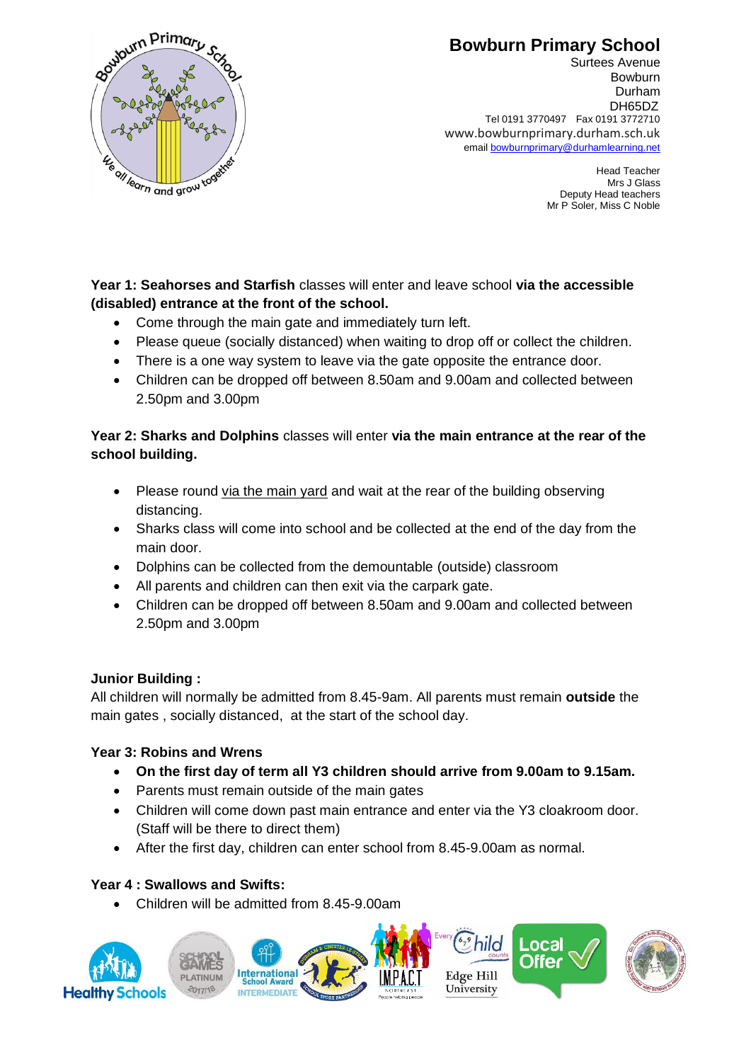**Bowburn Primary School**
Surtees Avenue
Bowburn
Durham
DH65DZ
Tel 0191 3770497 Fax 0191 3772710
www.bowburnprimary.durham.sch.uk
email bowburnprimary@durhamlearning.net

Head Teacher
Mrs J Glass
Deputy Head teachers
Mr P Soler, Miss C Noble

**Year 1: Seahorses and Starfish** classes will enter and leave school **via the accessible (disabled) entrance at the front of the school.**

- Come through the main gate and immediately turn left.
- Please queue (socially distanced) when waiting to drop off or collect the children.
- There is a one way system to leave via the gate opposite the entrance door.
- Children can be dropped off between 8.50am and 9.00am and collected between 2.50pm and 3.00pm

**Year 2: Sharks and Dolphins** classes will enter **via the main entrance at the rear of the school building.**

- Please round via the main yard and wait at the rear of the building observing distancing.
- Sharks class will come into school and be collected at the end of the day from the main door.
- Dolphins can be collected from the demountable (outside) classroom
- All parents and children can then exit via the carpark gate.
- Children can be dropped off between 8.50am and 9.00am and collected between 2.50pm and 3.00pm

**Junior Building :**

All children will normally be admitted from 8.45-9am. All parents must remain **outside** the main gates , socially distanced, at the start of the school day.

**Year 3: Robins and Wrens**

- **On the first day of term all Y3 children should arrive from 9.00am to 9.15am.**
- Parents must remain outside of the main gates
- Children will come down past main entrance and enter via the Y3 cloakroom door. (Staff will be there to direct them)
- After the first day, children can enter school from 8.45-9.00am as normal.

**Year 4 : Swallows and Swifts:**

- Children will be admitted from 8.45-9.00am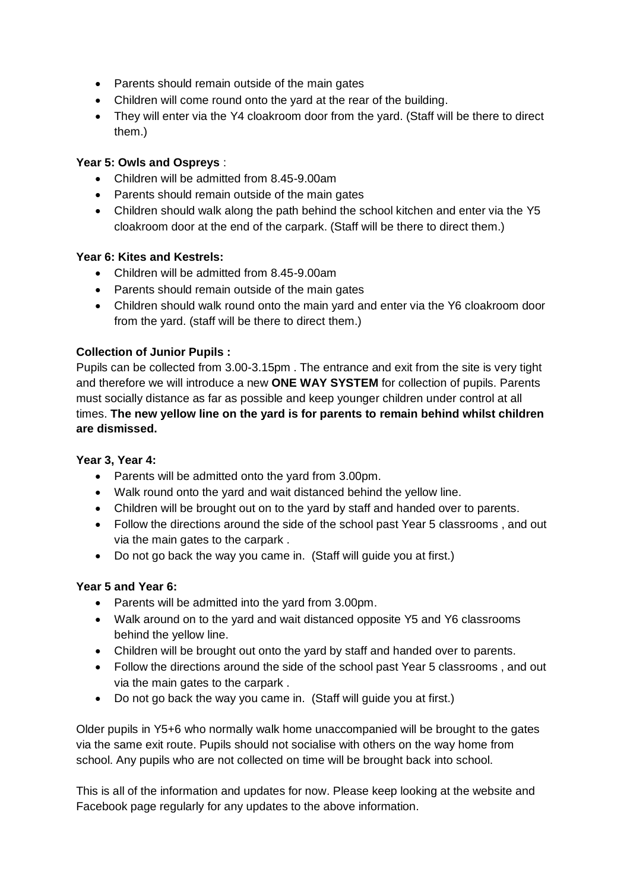- Parents should remain outside of the main gates
- Children will come round onto the yard at the rear of the building.
- They will enter via the Y4 cloakroom door from the yard. (Staff will be there to direct them.)

**Year 5: Owls and Ospreys** :

- Children will be admitted from 8.45-9.00am
- Parents should remain outside of the main gates
- Children should walk along the path behind the school kitchen and enter via the Y5 cloakroom door at the end of the carpark. (Staff will be there to direct them.)

**Year 6: Kites and Kestrels:**

- Children will be admitted from 8.45-9.00am
- Parents should remain outside of the main gates
- Children should walk round onto the main yard and enter via the Y6 cloakroom door from the yard. (staff will be there to direct them.)

**Collection of Junior Pupils :**

Pupils can be collected from 3.00-3.15pm . The entrance and exit from the site is very tight and therefore we will introduce a new **ONE WAY SYSTEM** for collection of pupils. Parents must socially distance as far as possible and keep younger children under control at all times. **The new yellow line on the yard is for parents to remain behind whilst children are dismissed.**

**Year 3, Year 4:**

- Parents will be admitted onto the yard from 3.00pm.
- Walk round onto the yard and wait distanced behind the yellow line.
- Children will be brought out on to the yard by staff and handed over to parents.
- Follow the directions around the side of the school past Year 5 classrooms , and out via the main gates to the carpark .
- Do not go back the way you came in. (Staff will guide you at first.)

**Year 5 and Year 6:**

- Parents will be admitted into the yard from 3.00pm.
- Walk around on to the yard and wait distanced opposite Y5 and Y6 classrooms behind the yellow line.
- Children will be brought out onto the yard by staff and handed over to parents.
- Follow the directions around the side of the school past Year 5 classrooms , and out via the main gates to the carpark .
- Do not go back the way you came in. (Staff will guide you at first.)

Older pupils in Y5+6 who normally walk home unaccompanied will be brought to the gates via the same exit route. Pupils should not socialise with others on the way home from school. Any pupils who are not collected on time will be brought back into school.

This is all of the information and updates for now. Please keep looking at the website and Facebook page regularly for any updates to the above information.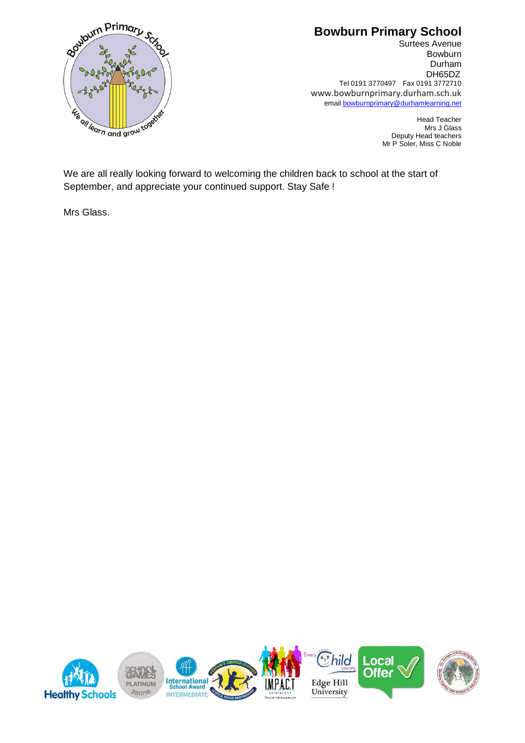# Bowburn Primary School

Surtees Avenue
Bowburn
Durham
DH65DZ
Tel 0191 3770497 Fax 0191 3772710
www.bowburnprimary.durham.sch.uk
email bowburnprimary@durhamlearning.net

Head Teacher
Mrs J Glass
Deputy Head teachers
Mr P Soler, Miss C Noble

We are all really looking forward to welcoming the children back to school at the start of September, and appreciate your continued support. Stay Safe !

Mrs Glass.